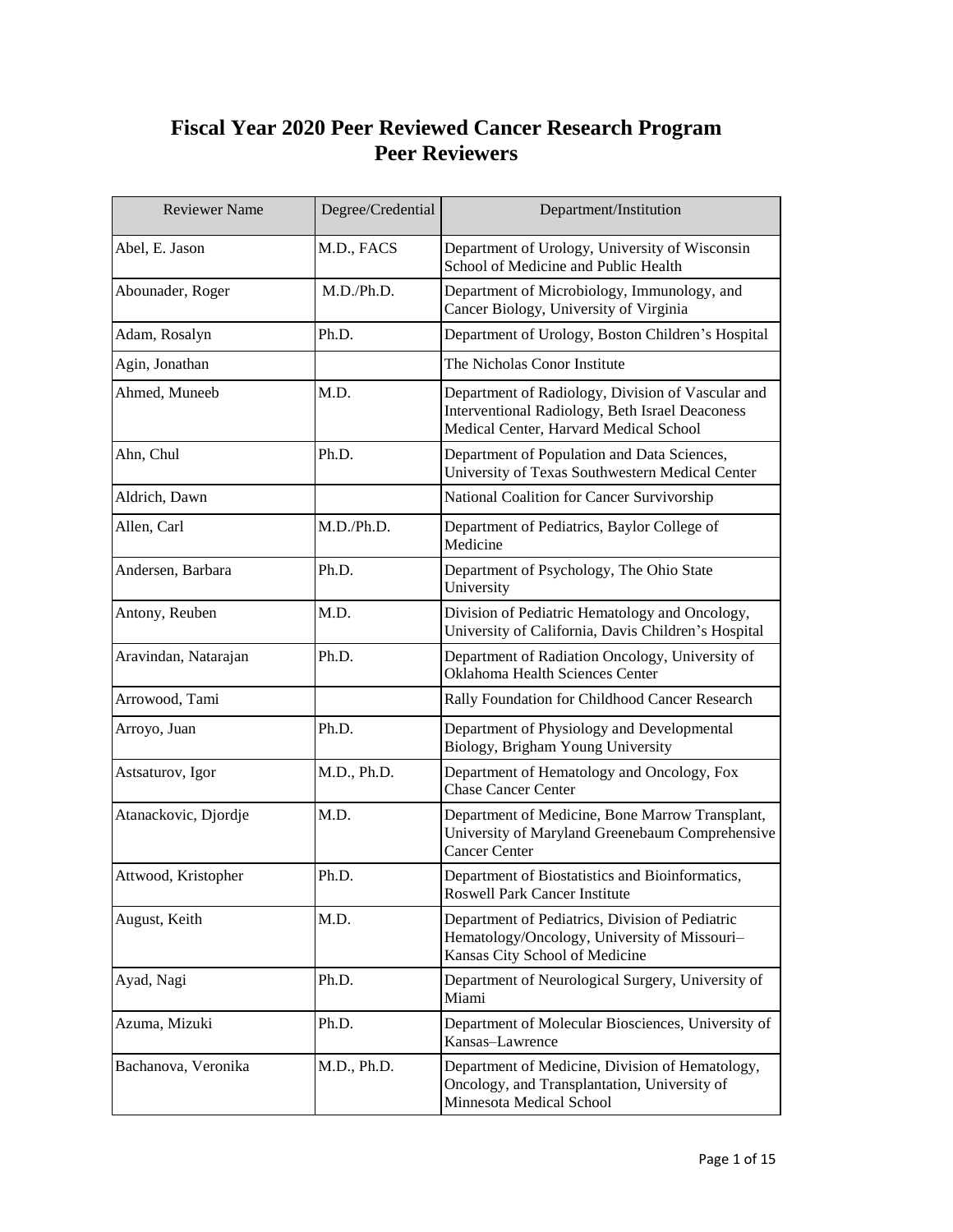# Fiscal Year 2020 Peer Reviewed Cancer Research Program Peer Reviewers

| Reviewer Name | Degree/Credential | Department/Institution |
|---|---|---|
| Abel, E. Jason | M.D., FACS | Department of Urology, University of Wisconsin School of Medicine and Public Health |
| Abounader, Roger | M.D./Ph.D. | Department of Microbiology, Immunology, and Cancer Biology, University of Virginia |
| Adam, Rosalyn | Ph.D. | Department of Urology, Boston Children's Hospital |
| Agin, Jonathan | | The Nicholas Conor Institute |
| Ahmed, Muneeb | M.D. | Department of Radiology, Division of Vascular and Interventional Radiology, Beth Israel Deaconess Medical Center, Harvard Medical School |
| Ahn, Chul | Ph.D. | Department of Population and Data Sciences, University of Texas Southwestern Medical Center |
| Aldrich, Dawn | | National Coalition for Cancer Survivorship |
| Allen, Carl | M.D./Ph.D. | Department of Pediatrics, Baylor College of Medicine |
| Andersen, Barbara | Ph.D. | Department of Psychology, The Ohio State University |
| Antony, Reuben | M.D. | Division of Pediatric Hematology and Oncology, University of California, Davis Children's Hospital |
| Aravindan, Natarajan | Ph.D. | Department of Radiation Oncology, University of Oklahoma Health Sciences Center |
| Arrowood, Tami | | Rally Foundation for Childhood Cancer Research |
| Arroyo, Juan | Ph.D. | Department of Physiology and Developmental Biology, Brigham Young University |
| Astsaturov, Igor | M.D., Ph.D. | Department of Hematology and Oncology, Fox Chase Cancer Center |
| Atanackovic, Djordje | M.D. | Department of Medicine, Bone Marrow Transplant, University of Maryland Greenebaum Comprehensive Cancer Center |
| Attwood, Kristopher | Ph.D. | Department of Biostatistics and Bioinformatics, Roswell Park Cancer Institute |
| August, Keith | M.D. | Department of Pediatrics, Division of Pediatric Hematology/Oncology, University of Missouri–Kansas City School of Medicine |
| Ayad, Nagi | Ph.D. | Department of Neurological Surgery, University of Miami |
| Azuma, Mizuki | Ph.D. | Department of Molecular Biosciences, University of Kansas–Lawrence |
| Bachanova, Veronika | M.D., Ph.D. | Department of Medicine, Division of Hematology, Oncology, and Transplantation, University of Minnesota Medical School |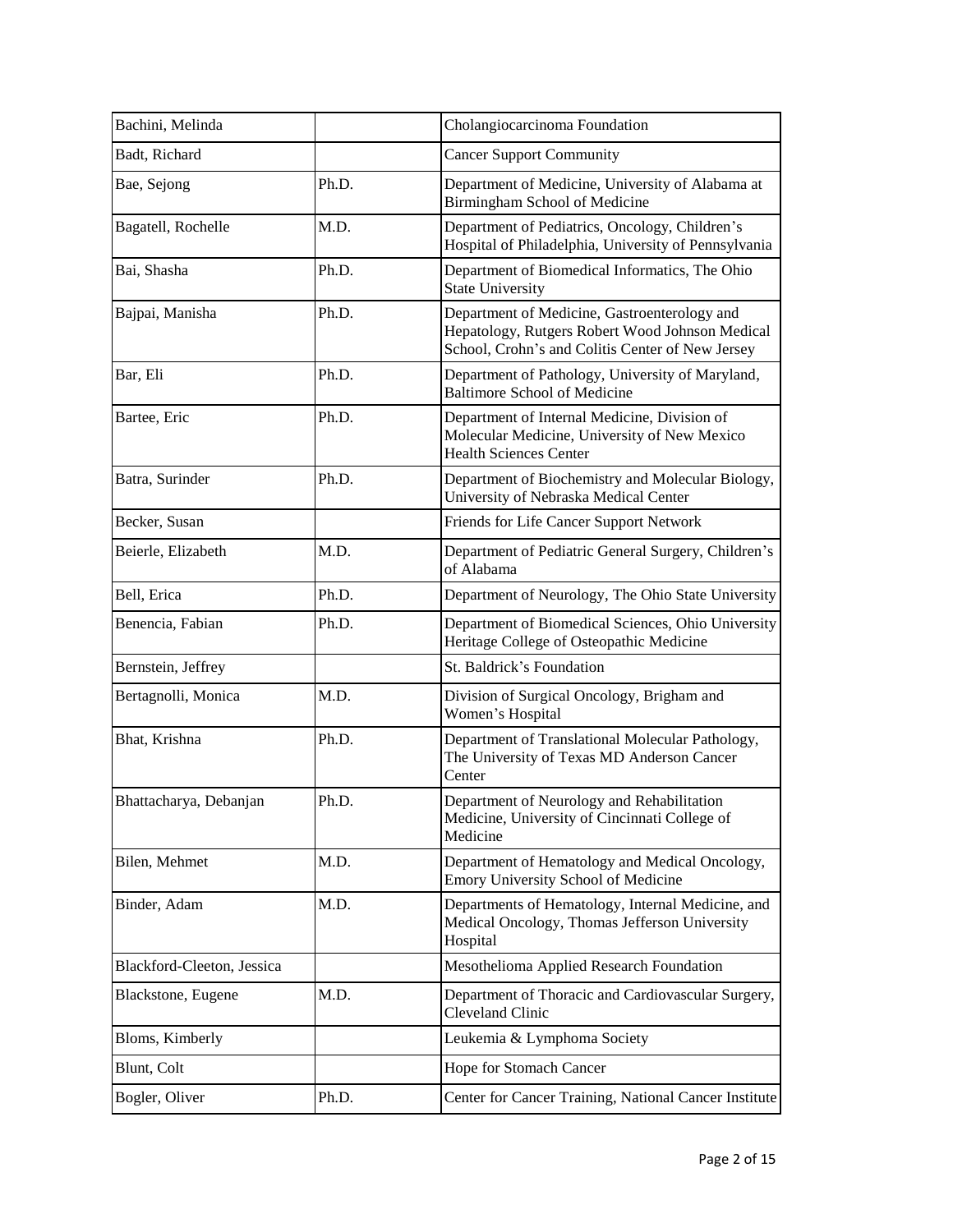| Bachini, Melinda | | Cholangiocarcinoma Foundation |
|---|---|---|
| Badt, Richard | | Cancer Support Community |
| Bae, Sejong | Ph.D. | Department of Medicine, University of Alabama at Birmingham School of Medicine |
| Bagatell, Rochelle | M.D. | Department of Pediatrics, Oncology, Children's Hospital of Philadelphia, University of Pennsylvania |
| Bai, Shasha | Ph.D. | Department of Biomedical Informatics, The Ohio State University |
| Bajpai, Manisha | Ph.D. | Department of Medicine, Gastroenterology and Hepatology, Rutgers Robert Wood Johnson Medical School, Crohn's and Colitis Center of New Jersey |
| Bar, Eli | Ph.D. | Department of Pathology, University of Maryland, Baltimore School of Medicine |
| Bartee, Eric | Ph.D. | Department of Internal Medicine, Division of Molecular Medicine, University of New Mexico Health Sciences Center |
| Batra, Surinder | Ph.D. | Department of Biochemistry and Molecular Biology, University of Nebraska Medical Center |
| Becker, Susan | | Friends for Life Cancer Support Network |
| Beierle, Elizabeth | M.D. | Department of Pediatric General Surgery, Children's of Alabama |
| Bell, Erica | Ph.D. | Department of Neurology, The Ohio State University |
| Benencia, Fabian | Ph.D. | Department of Biomedical Sciences, Ohio University Heritage College of Osteopathic Medicine |
| Bernstein, Jeffrey | | St. Baldrick's Foundation |
| Bertagnolli, Monica | M.D. | Division of Surgical Oncology, Brigham and Women's Hospital |
| Bhat, Krishna | Ph.D. | Department of Translational Molecular Pathology, The University of Texas MD Anderson Cancer Center |
| Bhattacharya, Debanjan | Ph.D. | Department of Neurology and Rehabilitation Medicine, University of Cincinnati College of Medicine |
| Bilen, Mehmet | M.D. | Department of Hematology and Medical Oncology, Emory University School of Medicine |
| Binder, Adam | M.D. | Departments of Hematology, Internal Medicine, and Medical Oncology, Thomas Jefferson University Hospital |
| Blackford-Cleeton, Jessica | | Mesothelioma Applied Research Foundation |
| Blackstone, Eugene | M.D. | Department of Thoracic and Cardiovascular Surgery, Cleveland Clinic |
| Bloms, Kimberly | | Leukemia & Lymphoma Society |
| Blunt, Colt | | Hope for Stomach Cancer |
| Bogler, Oliver | Ph.D. | Center for Cancer Training, National Cancer Institute |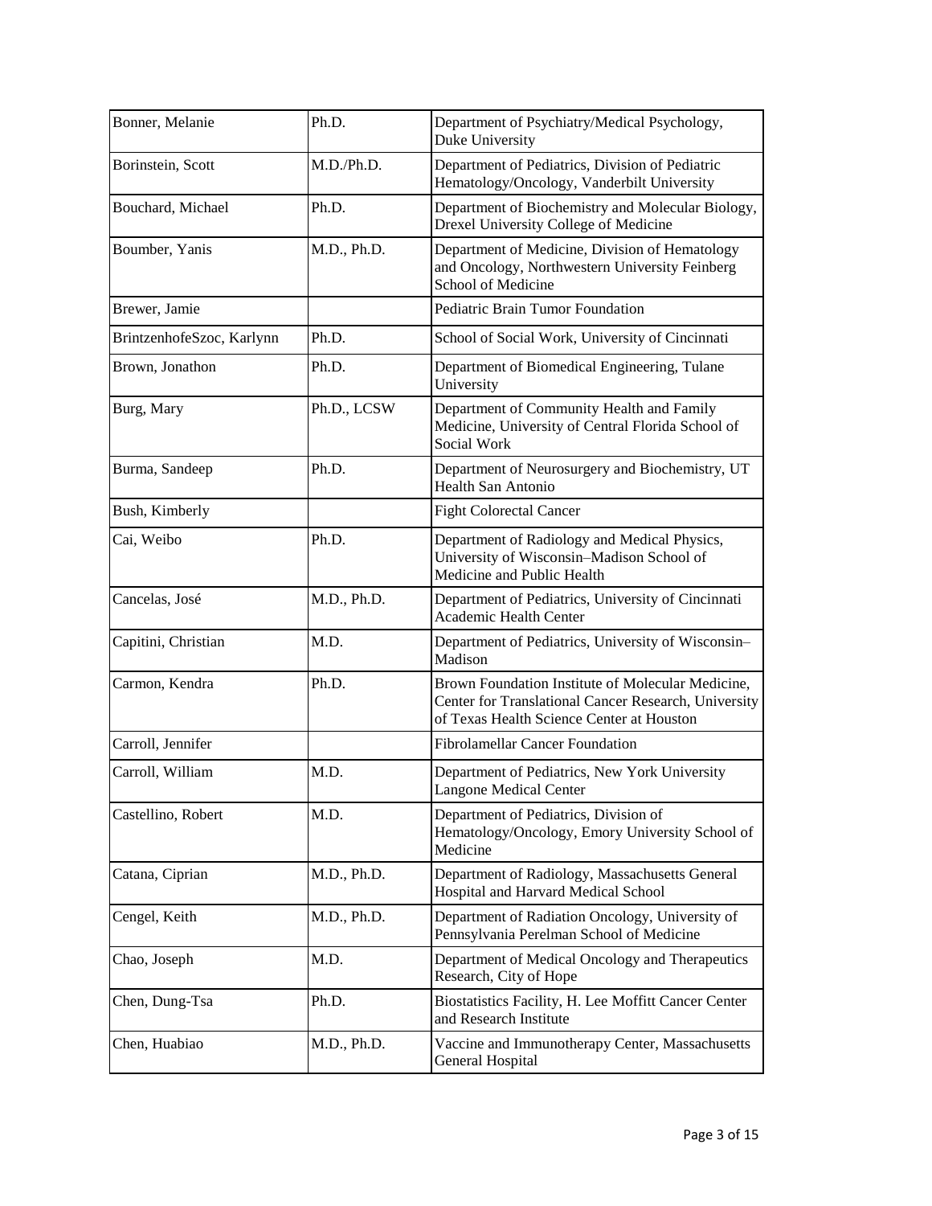| Bonner, Melanie | Ph.D. | Department of Psychiatry/Medical Psychology, Duke University |
|---|---|---|
| Borinstein, Scott | M.D./Ph.D. | Department of Pediatrics, Division of Pediatric Hematology/Oncology, Vanderbilt University |
| Bouchard, Michael | Ph.D. | Department of Biochemistry and Molecular Biology, Drexel University College of Medicine |
| Boumber, Yanis | M.D., Ph.D. | Department of Medicine, Division of Hematology and Oncology, Northwestern University Feinberg School of Medicine |
| Brewer, Jamie | | Pediatric Brain Tumor Foundation |
| BrintzenhofeSzoc, Karlynn | Ph.D. | School of Social Work, University of Cincinnati |
| Brown, Jonathon | Ph.D. | Department of Biomedical Engineering, Tulane University |
| Burg, Mary | Ph.D., LCSW | Department of Community Health and Family Medicine, University of Central Florida School of Social Work |
| Burma, Sandeep | Ph.D. | Department of Neurosurgery and Biochemistry, UT Health San Antonio |
| Bush, Kimberly | | Fight Colorectal Cancer |
| Cai, Weibo | Ph.D. | Department of Radiology and Medical Physics, University of Wisconsin–Madison School of Medicine and Public Health |
| Cancelas, José | M.D., Ph.D. | Department of Pediatrics, University of Cincinnati Academic Health Center |
| Capitini, Christian | M.D. | Department of Pediatrics, University of Wisconsin–Madison |
| Carmon, Kendra | Ph.D. | Brown Foundation Institute of Molecular Medicine, Center for Translational Cancer Research, University of Texas Health Science Center at Houston |
| Carroll, Jennifer | | Fibrolamellar Cancer Foundation |
| Carroll, William | M.D. | Department of Pediatrics, New York University Langone Medical Center |
| Castellino, Robert | M.D. | Department of Pediatrics, Division of Hematology/Oncology, Emory University School of Medicine |
| Catana, Ciprian | M.D., Ph.D. | Department of Radiology, Massachusetts General Hospital and Harvard Medical School |
| Cengel, Keith | M.D., Ph.D. | Department of Radiation Oncology, University of Pennsylvania Perelman School of Medicine |
| Chao, Joseph | M.D. | Department of Medical Oncology and Therapeutics Research, City of Hope |
| Chen, Dung-Tsa | Ph.D. | Biostatistics Facility, H. Lee Moffitt Cancer Center and Research Institute |
| Chen, Huabiao | M.D., Ph.D. | Vaccine and Immunotherapy Center, Massachusetts General Hospital |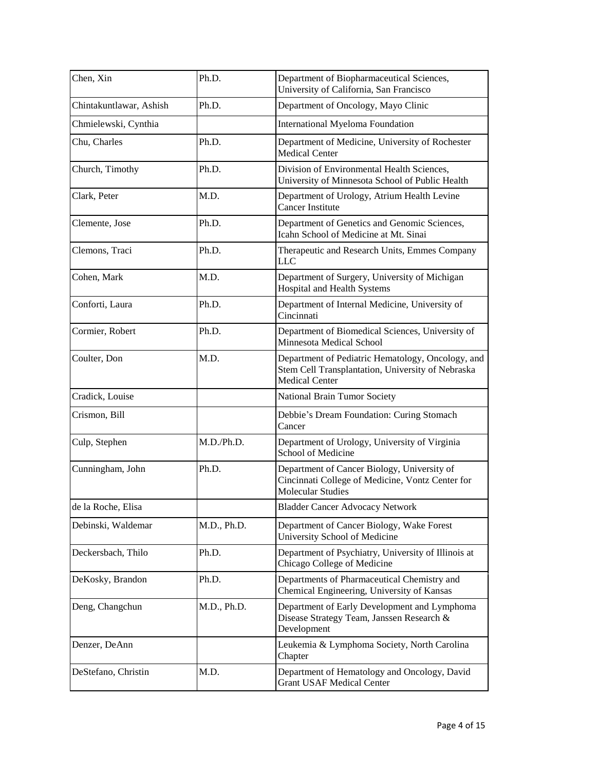| Chen, Xin | Ph.D. | Department of Biopharmaceutical Sciences, University of California, San Francisco |
|---|---|---|
| Chintakuntlawar, Ashish | Ph.D. | Department of Oncology, Mayo Clinic |
| Chmielewski, Cynthia | | International Myeloma Foundation |
| Chu, Charles | Ph.D. | Department of Medicine, University of Rochester Medical Center |
| Church, Timothy | Ph.D. | Division of Environmental Health Sciences, University of Minnesota School of Public Health |
| Clark, Peter | M.D. | Department of Urology, Atrium Health Levine Cancer Institute |
| Clemente, Jose | Ph.D. | Department of Genetics and Genomic Sciences, Icahn School of Medicine at Mt. Sinai |
| Clemons, Traci | Ph.D. | Therapeutic and Research Units, Emmes Company LLC |
| Cohen, Mark | M.D. | Department of Surgery, University of Michigan Hospital and Health Systems |
| Conforti, Laura | Ph.D. | Department of Internal Medicine, University of Cincinnati |
| Cormier, Robert | Ph.D. | Department of Biomedical Sciences, University of Minnesota Medical School |
| Coulter, Don | M.D. | Department of Pediatric Hematology, Oncology, and Stem Cell Transplantation, University of Nebraska Medical Center |
| Cradick, Louise | | National Brain Tumor Society |
| Crismon, Bill | | Debbie's Dream Foundation: Curing Stomach Cancer |
| Culp, Stephen | M.D./Ph.D. | Department of Urology, University of Virginia School of Medicine |
| Cunningham, John | Ph.D. | Department of Cancer Biology, University of Cincinnati College of Medicine, Vontz Center for Molecular Studies |
| de la Roche, Elisa | | Bladder Cancer Advocacy Network |
| Debinski, Waldemar | M.D., Ph.D. | Department of Cancer Biology, Wake Forest University School of Medicine |
| Deckersbach, Thilo | Ph.D. | Department of Psychiatry, University of Illinois at Chicago College of Medicine |
| DeKosky, Brandon | Ph.D. | Departments of Pharmaceutical Chemistry and Chemical Engineering, University of Kansas |
| Deng, Changchun | M.D., Ph.D. | Department of Early Development and Lymphoma Disease Strategy Team, Janssen Research & Development |
| Denzer, DeAnn | | Leukemia & Lymphoma Society, North Carolina Chapter |
| DeStefano, Christin | M.D. | Department of Hematology and Oncology, David Grant USAF Medical Center |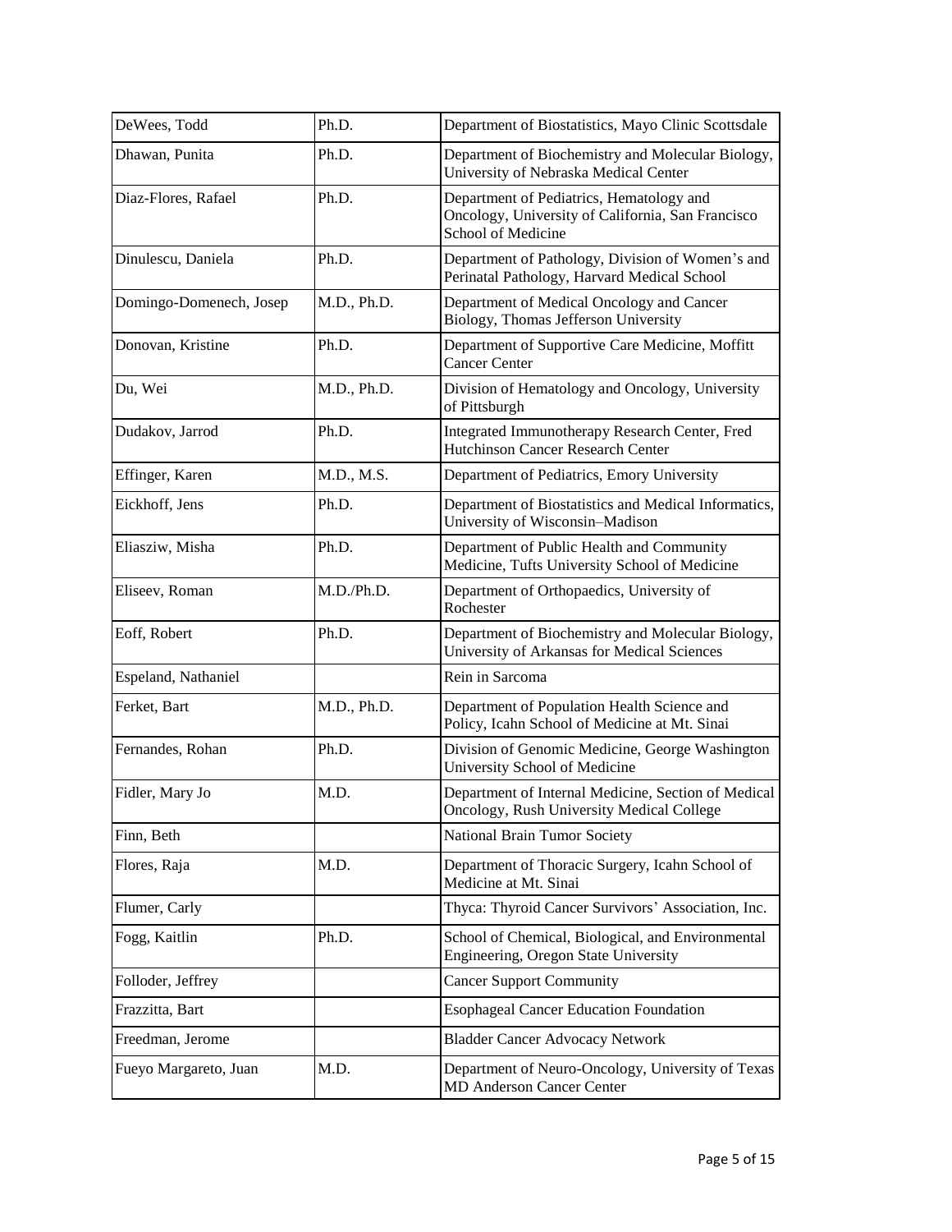| | | |
|---|---|---|
| DeWees, Todd | Ph.D. | Department of Biostatistics, Mayo Clinic Scottsdale |
| Dhawan, Punita | Ph.D. | Department of Biochemistry and Molecular Biology, University of Nebraska Medical Center |
| Diaz-Flores, Rafael | Ph.D. | Department of Pediatrics, Hematology and Oncology, University of California, San Francisco School of Medicine |
| Dinulescu, Daniela | Ph.D. | Department of Pathology, Division of Women's and Perinatal Pathology, Harvard Medical School |
| Domingo-Domenech, Josep | M.D., Ph.D. | Department of Medical Oncology and Cancer Biology, Thomas Jefferson University |
| Donovan, Kristine | Ph.D. | Department of Supportive Care Medicine, Moffitt Cancer Center |
| Du, Wei | M.D., Ph.D. | Division of Hematology and Oncology, University of Pittsburgh |
| Dudakov, Jarrod | Ph.D. | Integrated Immunotherapy Research Center, Fred Hutchinson Cancer Research Center |
| Effinger, Karen | M.D., M.S. | Department of Pediatrics, Emory University |
| Eickhoff, Jens | Ph.D. | Department of Biostatistics and Medical Informatics, University of Wisconsin–Madison |
| Eliasziw, Misha | Ph.D. | Department of Public Health and Community Medicine, Tufts University School of Medicine |
| Eliseev, Roman | M.D./Ph.D. | Department of Orthopaedics, University of Rochester |
| Eoff, Robert | Ph.D. | Department of Biochemistry and Molecular Biology, University of Arkansas for Medical Sciences |
| Espeland, Nathaniel | | Rein in Sarcoma |
| Ferket, Bart | M.D., Ph.D. | Department of Population Health Science and Policy, Icahn School of Medicine at Mt. Sinai |
| Fernandes, Rohan | Ph.D. | Division of Genomic Medicine, George Washington University School of Medicine |
| Fidler, Mary Jo | M.D. | Department of Internal Medicine, Section of Medical Oncology, Rush University Medical College |
| Finn, Beth | | National Brain Tumor Society |
| Flores, Raja | M.D. | Department of Thoracic Surgery, Icahn School of Medicine at Mt. Sinai |
| Flumer, Carly | | Thyca: Thyroid Cancer Survivors' Association, Inc. |
| Fogg, Kaitlin | Ph.D. | School of Chemical, Biological, and Environmental Engineering, Oregon State University |
| Folloder, Jeffrey | | Cancer Support Community |
| Frazzitta, Bart | | Esophageal Cancer Education Foundation |
| Freedman, Jerome | | Bladder Cancer Advocacy Network |
| Fueyo Margareto, Juan | M.D. | Department of Neuro-Oncology, University of Texas MD Anderson Cancer Center |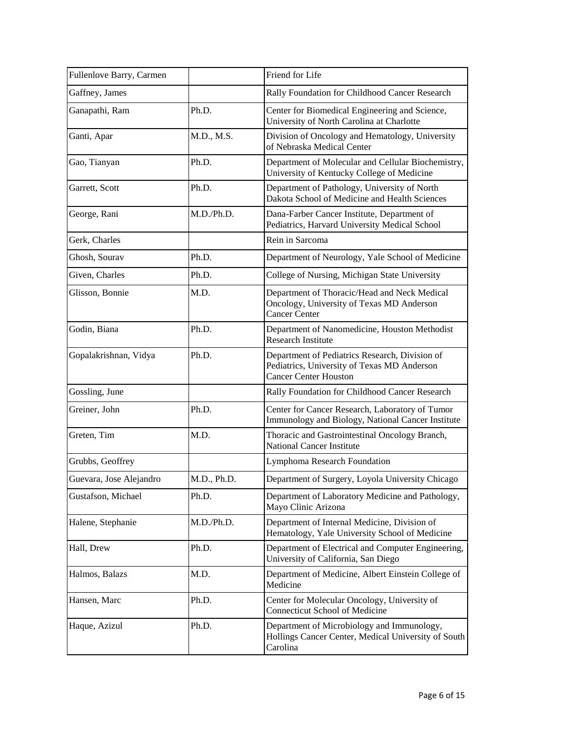| Fullenlove Barry, Carmen | | Friend for Life |
|---|---|---|
| Gaffney, James | | Rally Foundation for Childhood Cancer Research |
| Ganapathi, Ram | Ph.D. | Center for Biomedical Engineering and Science, University of North Carolina at Charlotte |
| Ganti, Apar | M.D., M.S. | Division of Oncology and Hematology, University of Nebraska Medical Center |
| Gao, Tianyan | Ph.D. | Department of Molecular and Cellular Biochemistry, University of Kentucky College of Medicine |
| Garrett, Scott | Ph.D. | Department of Pathology, University of North Dakota School of Medicine and Health Sciences |
| George, Rani | M.D./Ph.D. | Dana-Farber Cancer Institute, Department of Pediatrics, Harvard University Medical School |
| Gerk, Charles | | Rein in Sarcoma |
| Ghosh, Sourav | Ph.D. | Department of Neurology, Yale School of Medicine |
| Given, Charles | Ph.D. | College of Nursing, Michigan State University |
| Glisson, Bonnie | M.D. | Department of Thoracic/Head and Neck Medical Oncology, University of Texas MD Anderson Cancer Center |
| Godin, Biana | Ph.D. | Department of Nanomedicine, Houston Methodist Research Institute |
| Gopalakrishnan, Vidya | Ph.D. | Department of Pediatrics Research, Division of Pediatrics, University of Texas MD Anderson Cancer Center Houston |
| Gossling, June | | Rally Foundation for Childhood Cancer Research |
| Greiner, John | Ph.D. | Center for Cancer Research, Laboratory of Tumor Immunology and Biology, National Cancer Institute |
| Greten, Tim | M.D. | Thoracic and Gastrointestinal Oncology Branch, National Cancer Institute |
| Grubbs, Geoffrey | | Lymphoma Research Foundation |
| Guevara, Jose Alejandro | M.D., Ph.D. | Department of Surgery, Loyola University Chicago |
| Gustafson, Michael | Ph.D. | Department of Laboratory Medicine and Pathology, Mayo Clinic Arizona |
| Halene, Stephanie | M.D./Ph.D. | Department of Internal Medicine, Division of Hematology, Yale University School of Medicine |
| Hall, Drew | Ph.D. | Department of Electrical and Computer Engineering, University of California, San Diego |
| Halmos, Balazs | M.D. | Department of Medicine, Albert Einstein College of Medicine |
| Hansen, Marc | Ph.D. | Center for Molecular Oncology, University of Connecticut School of Medicine |
| Haque, Azizul | Ph.D. | Department of Microbiology and Immunology, Hollings Cancer Center, Medical University of South Carolina |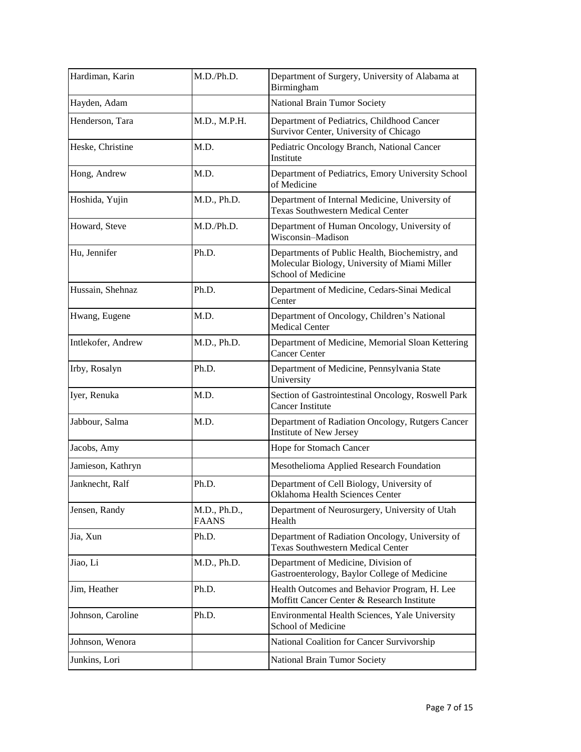| Hardiman, Karin | M.D./Ph.D. | Department of Surgery, University of Alabama at Birmingham |
|---|---|---|
| Hayden, Adam | | National Brain Tumor Society |
| Henderson, Tara | M.D., M.P.H. | Department of Pediatrics, Childhood Cancer Survivor Center, University of Chicago |
| Heske, Christine | M.D. | Pediatric Oncology Branch, National Cancer Institute |
| Hong, Andrew | M.D. | Department of Pediatrics, Emory University School of Medicine |
| Hoshida, Yujin | M.D., Ph.D. | Department of Internal Medicine, University of Texas Southwestern Medical Center |
| Howard, Steve | M.D./Ph.D. | Department of Human Oncology, University of Wisconsin–Madison |
| Hu, Jennifer | Ph.D. | Departments of Public Health, Biochemistry, and Molecular Biology, University of Miami Miller School of Medicine |
| Hussain, Shehnaz | Ph.D. | Department of Medicine, Cedars-Sinai Medical Center |
| Hwang, Eugene | M.D. | Department of Oncology, Children's National Medical Center |
| Intlekofer, Andrew | M.D., Ph.D. | Department of Medicine, Memorial Sloan Kettering Cancer Center |
| Irby, Rosalyn | Ph.D. | Department of Medicine, Pennsylvania State University |
| Iyer, Renuka | M.D. | Section of Gastrointestinal Oncology, Roswell Park Cancer Institute |
| Jabbour, Salma | M.D. | Department of Radiation Oncology, Rutgers Cancer Institute of New Jersey |
| Jacobs, Amy | | Hope for Stomach Cancer |
| Jamieson, Kathryn | | Mesothelioma Applied Research Foundation |
| Janknecht, Ralf | Ph.D. | Department of Cell Biology, University of Oklahoma Health Sciences Center |
| Jensen, Randy | M.D., Ph.D., FAANS | Department of Neurosurgery, University of Utah Health |
| Jia, Xun | Ph.D. | Department of Radiation Oncology, University of Texas Southwestern Medical Center |
| Jiao, Li | M.D., Ph.D. | Department of Medicine, Division of Gastroenterology, Baylor College of Medicine |
| Jim, Heather | Ph.D. | Health Outcomes and Behavior Program, H. Lee Moffitt Cancer Center & Research Institute |
| Johnson, Caroline | Ph.D. | Environmental Health Sciences, Yale University School of Medicine |
| Johnson, Wenora | | National Coalition for Cancer Survivorship |
| Junkins, Lori | | National Brain Tumor Society |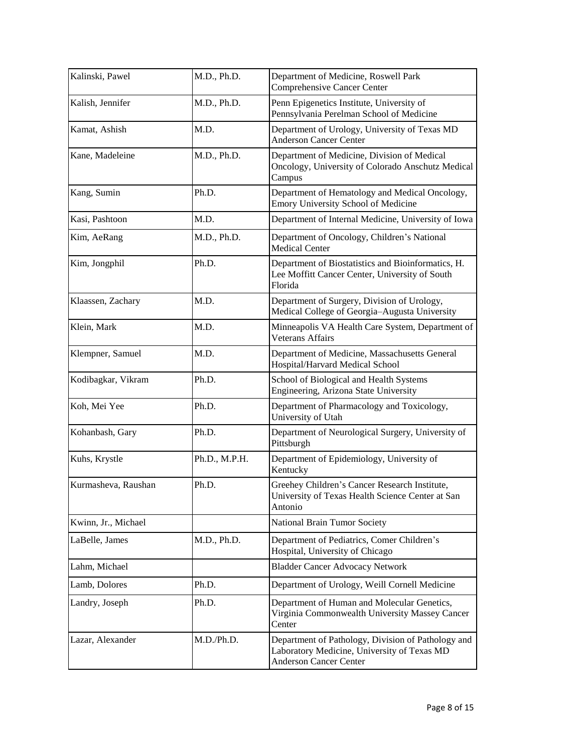| | | |
|---|---|---|
| Kalinski, Pawel | M.D., Ph.D. | Department of Medicine, Roswell Park Comprehensive Cancer Center |
| Kalish, Jennifer | M.D., Ph.D. | Penn Epigenetics Institute, University of Pennsylvania Perelman School of Medicine |
| Kamat, Ashish | M.D. | Department of Urology, University of Texas MD Anderson Cancer Center |
| Kane, Madeleine | M.D., Ph.D. | Department of Medicine, Division of Medical Oncology, University of Colorado Anschutz Medical Campus |
| Kang, Sumin | Ph.D. | Department of Hematology and Medical Oncology, Emory University School of Medicine |
| Kasi, Pashtoon | M.D. | Department of Internal Medicine, University of Iowa |
| Kim, AeRang | M.D., Ph.D. | Department of Oncology, Children's National Medical Center |
| Kim, Jongphil | Ph.D. | Department of Biostatistics and Bioinformatics, H. Lee Moffitt Cancer Center, University of South Florida |
| Klaassen, Zachary | M.D. | Department of Surgery, Division of Urology, Medical College of Georgia–Augusta University |
| Klein, Mark | M.D. | Minneapolis VA Health Care System, Department of Veterans Affairs |
| Klempner, Samuel | M.D. | Department of Medicine, Massachusetts General Hospital/Harvard Medical School |
| Kodibagkar, Vikram | Ph.D. | School of Biological and Health Systems Engineering, Arizona State University |
| Koh, Mei Yee | Ph.D. | Department of Pharmacology and Toxicology, University of Utah |
| Kohanbash, Gary | Ph.D. | Department of Neurological Surgery, University of Pittsburgh |
| Kuhs, Krystle | Ph.D., M.P.H. | Department of Epidemiology, University of Kentucky |
| Kurmasheva, Raushan | Ph.D. | Greehey Children's Cancer Research Institute, University of Texas Health Science Center at San Antonio |
| Kwinn, Jr., Michael | | National Brain Tumor Society |
| LaBelle, James | M.D., Ph.D. | Department of Pediatrics, Comer Children's Hospital, University of Chicago |
| Lahm, Michael | | Bladder Cancer Advocacy Network |
| Lamb, Dolores | Ph.D. | Department of Urology, Weill Cornell Medicine |
| Landry, Joseph | Ph.D. | Department of Human and Molecular Genetics, Virginia Commonwealth University Massey Cancer Center |
| Lazar, Alexander | M.D./Ph.D. | Department of Pathology, Division of Pathology and Laboratory Medicine, University of Texas MD Anderson Cancer Center |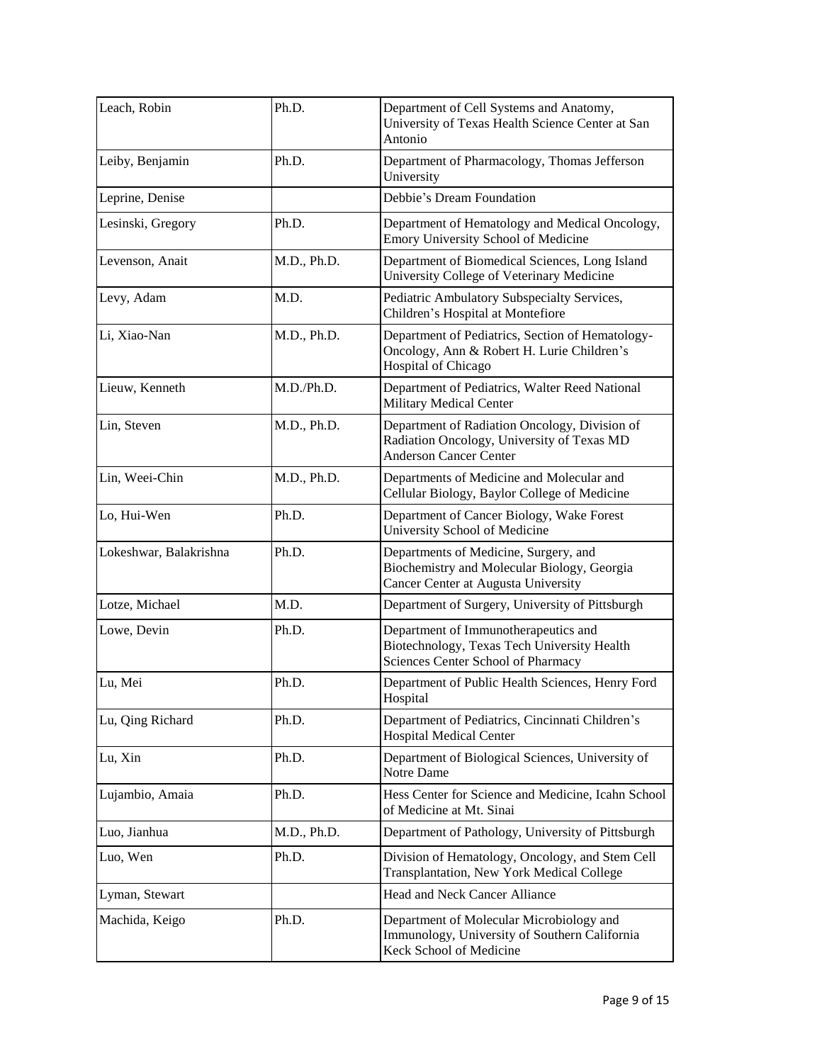| | | |
|---|---|---|
| Leach, Robin | Ph.D. | Department of Cell Systems and Anatomy, University of Texas Health Science Center at San Antonio |
| Leiby, Benjamin | Ph.D. | Department of Pharmacology, Thomas Jefferson University |
| Leprine, Denise | | Debbie's Dream Foundation |
| Lesinski, Gregory | Ph.D. | Department of Hematology and Medical Oncology, Emory University School of Medicine |
| Levenson, Anait | M.D., Ph.D. | Department of Biomedical Sciences, Long Island University College of Veterinary Medicine |
| Levy, Adam | M.D. | Pediatric Ambulatory Subspecialty Services, Children's Hospital at Montefiore |
| Li, Xiao-Nan | M.D., Ph.D. | Department of Pediatrics, Section of Hematology-Oncology, Ann & Robert H. Lurie Children's Hospital of Chicago |
| Lieuw, Kenneth | M.D./Ph.D. | Department of Pediatrics, Walter Reed National Military Medical Center |
| Lin, Steven | M.D., Ph.D. | Department of Radiation Oncology, Division of Radiation Oncology, University of Texas MD Anderson Cancer Center |
| Lin, Weei-Chin | M.D., Ph.D. | Departments of Medicine and Molecular and Cellular Biology, Baylor College of Medicine |
| Lo, Hui-Wen | Ph.D. | Department of Cancer Biology, Wake Forest University School of Medicine |
| Lokeshwar, Balakrishna | Ph.D. | Departments of Medicine, Surgery, and Biochemistry and Molecular Biology, Georgia Cancer Center at Augusta University |
| Lotze, Michael | M.D. | Department of Surgery, University of Pittsburgh |
| Lowe, Devin | Ph.D. | Department of Immunotherapeutics and Biotechnology, Texas Tech University Health Sciences Center School of Pharmacy |
| Lu, Mei | Ph.D. | Department of Public Health Sciences, Henry Ford Hospital |
| Lu, Qing Richard | Ph.D. | Department of Pediatrics, Cincinnati Children's Hospital Medical Center |
| Lu, Xin | Ph.D. | Department of Biological Sciences, University of Notre Dame |
| Lujambio, Amaia | Ph.D. | Hess Center for Science and Medicine, Icahn School of Medicine at Mt. Sinai |
| Luo, Jianhua | M.D., Ph.D. | Department of Pathology, University of Pittsburgh |
| Luo, Wen | Ph.D. | Division of Hematology, Oncology, and Stem Cell Transplantation, New York Medical College |
| Lyman, Stewart | | Head and Neck Cancer Alliance |
| Machida, Keigo | Ph.D. | Department of Molecular Microbiology and Immunology, University of Southern California Keck School of Medicine |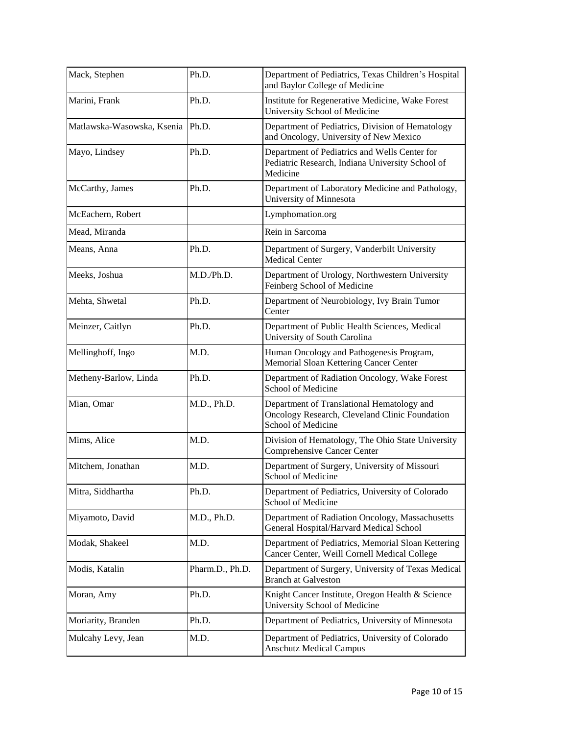| | | |
|---|---|---|
| Mack, Stephen | Ph.D. | Department of Pediatrics, Texas Children's Hospital and Baylor College of Medicine |
| Marini, Frank | Ph.D. | Institute for Regenerative Medicine, Wake Forest University School of Medicine |
| Matlawska-Wasowska, Ksenia | Ph.D. | Department of Pediatrics, Division of Hematology and Oncology, University of New Mexico |
| Mayo, Lindsey | Ph.D. | Department of Pediatrics and Wells Center for Pediatric Research, Indiana University School of Medicine |
| McCarthy, James | Ph.D. | Department of Laboratory Medicine and Pathology, University of Minnesota |
| McEachern, Robert | | Lymphomation.org |
| Mead, Miranda | | Rein in Sarcoma |
| Means, Anna | Ph.D. | Department of Surgery, Vanderbilt University Medical Center |
| Meeks, Joshua | M.D./Ph.D. | Department of Urology, Northwestern University Feinberg School of Medicine |
| Mehta, Shwetal | Ph.D. | Department of Neurobiology, Ivy Brain Tumor Center |
| Meinzer, Caitlyn | Ph.D. | Department of Public Health Sciences, Medical University of South Carolina |
| Mellinghoff, Ingo | M.D. | Human Oncology and Pathogenesis Program, Memorial Sloan Kettering Cancer Center |
| Metheny-Barlow, Linda | Ph.D. | Department of Radiation Oncology, Wake Forest School of Medicine |
| Mian, Omar | M.D., Ph.D. | Department of Translational Hematology and Oncology Research, Cleveland Clinic Foundation School of Medicine |
| Mims, Alice | M.D. | Division of Hematology, The Ohio State University Comprehensive Cancer Center |
| Mitchem, Jonathan | M.D. | Department of Surgery, University of Missouri School of Medicine |
| Mitra, Siddhartha | Ph.D. | Department of Pediatrics, University of Colorado School of Medicine |
| Miyamoto, David | M.D., Ph.D. | Department of Radiation Oncology, Massachusetts General Hospital/Harvard Medical School |
| Modak, Shakeel | M.D. | Department of Pediatrics, Memorial Sloan Kettering Cancer Center, Weill Cornell Medical College |
| Modis, Katalin | Pharm.D., Ph.D. | Department of Surgery, University of Texas Medical Branch at Galveston |
| Moran, Amy | Ph.D. | Knight Cancer Institute, Oregon Health & Science University School of Medicine |
| Moriarity, Branden | Ph.D. | Department of Pediatrics, University of Minnesota |
| Mulcahy Levy, Jean | M.D. | Department of Pediatrics, University of Colorado Anschutz Medical Campus |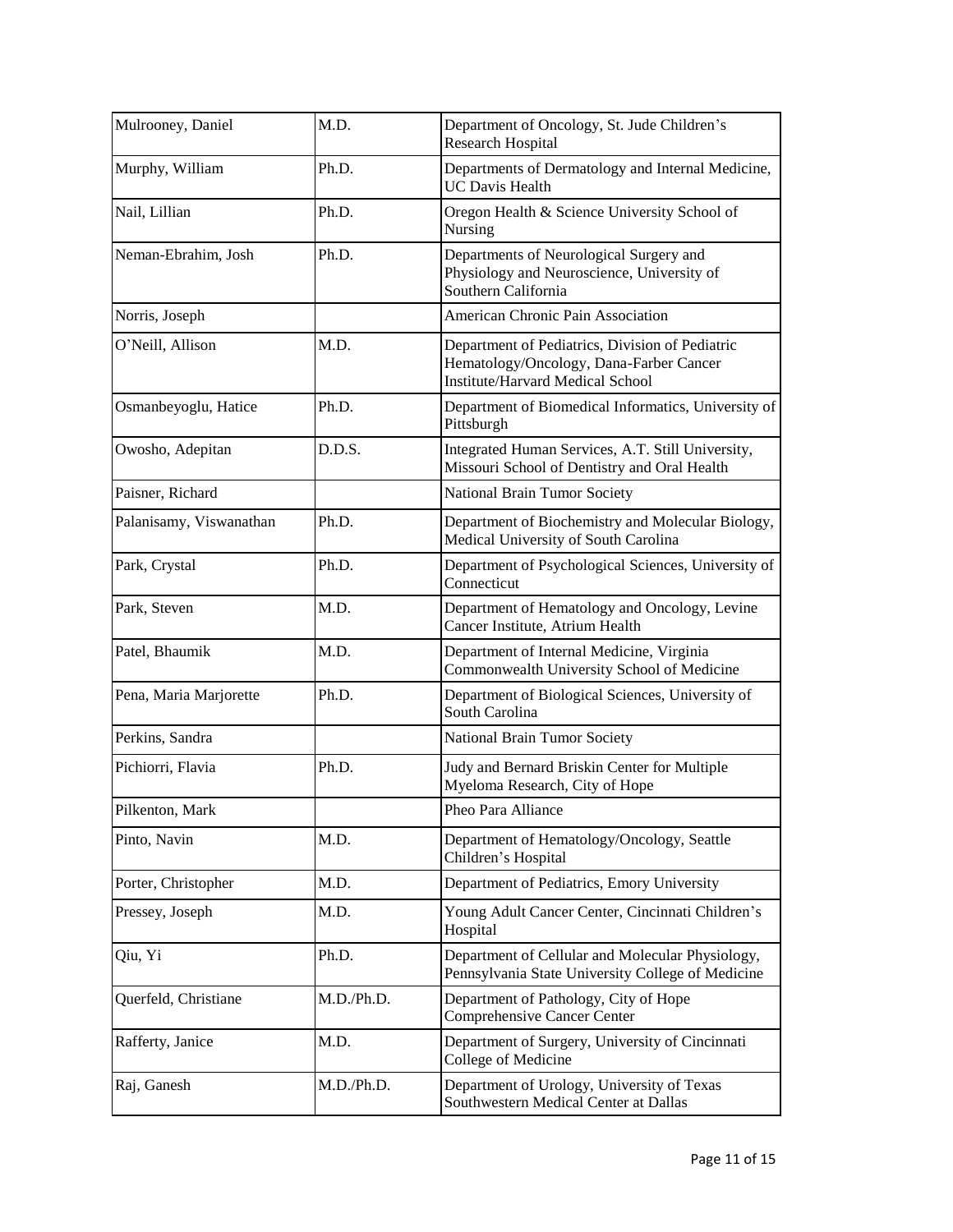| | | |
|---|---|---|
| Mulrooney, Daniel | M.D. | Department of Oncology, St. Jude Children's Research Hospital |
| Murphy, William | Ph.D. | Departments of Dermatology and Internal Medicine, UC Davis Health |
| Nail, Lillian | Ph.D. | Oregon Health & Science University School of Nursing |
| Neman-Ebrahim, Josh | Ph.D. | Departments of Neurological Surgery and Physiology and Neuroscience, University of Southern California |
| Norris, Joseph | | American Chronic Pain Association |
| O'Neill, Allison | M.D. | Department of Pediatrics, Division of Pediatric Hematology/Oncology, Dana-Farber Cancer Institute/Harvard Medical School |
| Osmanbeyoglu, Hatice | Ph.D. | Department of Biomedical Informatics, University of Pittsburgh |
| Owosho, Adepitan | D.D.S. | Integrated Human Services, A.T. Still University, Missouri School of Dentistry and Oral Health |
| Paisner, Richard | | National Brain Tumor Society |
| Palanisamy, Viswanathan | Ph.D. | Department of Biochemistry and Molecular Biology, Medical University of South Carolina |
| Park, Crystal | Ph.D. | Department of Psychological Sciences, University of Connecticut |
| Park, Steven | M.D. | Department of Hematology and Oncology, Levine Cancer Institute, Atrium Health |
| Patel, Bhaumik | M.D. | Department of Internal Medicine, Virginia Commonwealth University School of Medicine |
| Pena, Maria Marjorette | Ph.D. | Department of Biological Sciences, University of South Carolina |
| Perkins, Sandra | | National Brain Tumor Society |
| Pichiorri, Flavia | Ph.D. | Judy and Bernard Briskin Center for Multiple Myeloma Research, City of Hope |
| Pilkenton, Mark | | Pheo Para Alliance |
| Pinto, Navin | M.D. | Department of Hematology/Oncology, Seattle Children's Hospital |
| Porter, Christopher | M.D. | Department of Pediatrics, Emory University |
| Pressey, Joseph | M.D. | Young Adult Cancer Center, Cincinnati Children's Hospital |
| Qiu, Yi | Ph.D. | Department of Cellular and Molecular Physiology, Pennsylvania State University College of Medicine |
| Querfeld, Christiane | M.D./Ph.D. | Department of Pathology, City of Hope Comprehensive Cancer Center |
| Rafferty, Janice | M.D. | Department of Surgery, University of Cincinnati College of Medicine |
| Raj, Ganesh | M.D./Ph.D. | Department of Urology, University of Texas Southwestern Medical Center at Dallas |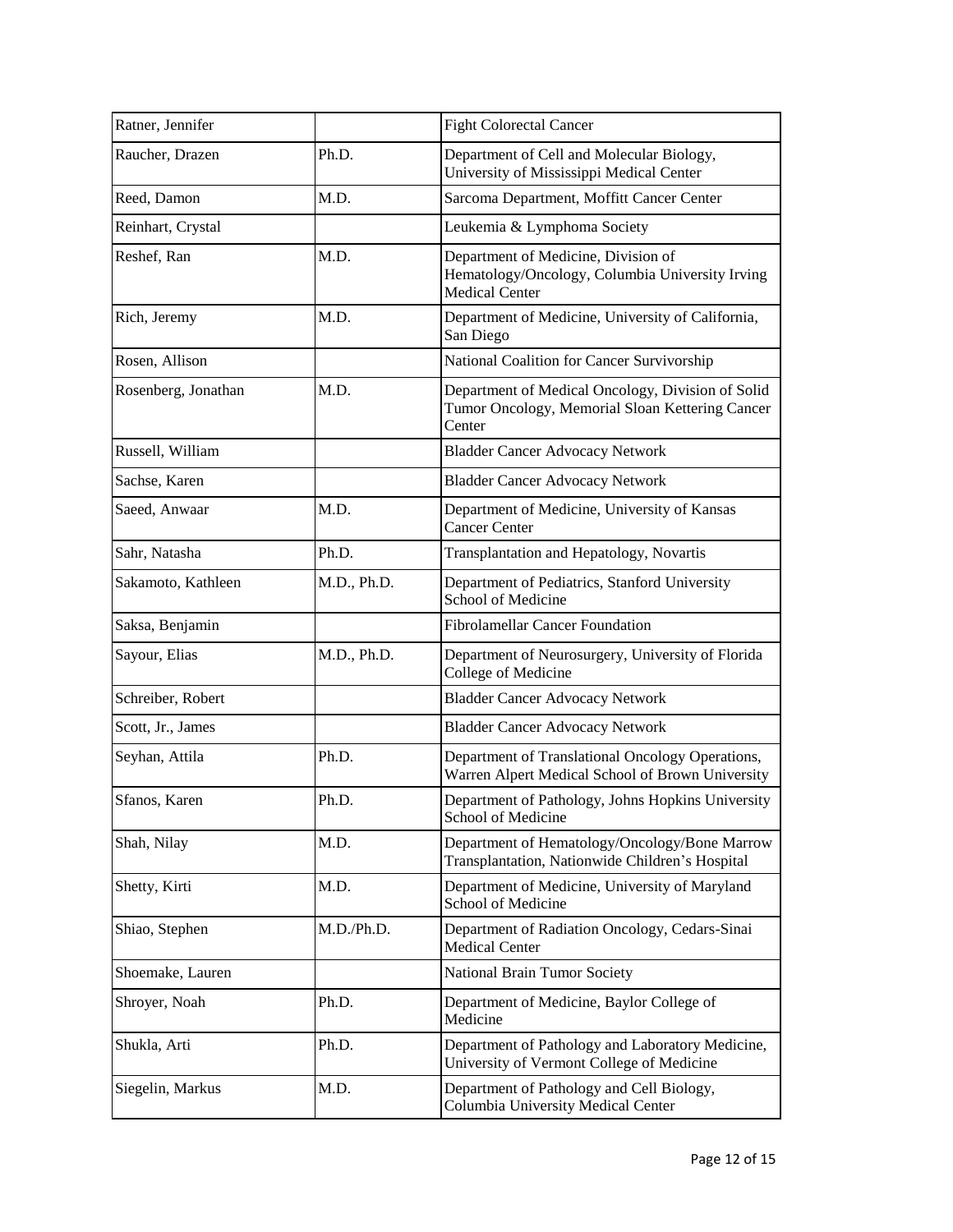| Ratner, Jennifer | | Fight Colorectal Cancer |
|---|---|---|
| Raucher, Drazen | Ph.D. | Department of Cell and Molecular Biology, University of Mississippi Medical Center |
| Reed, Damon | M.D. | Sarcoma Department, Moffitt Cancer Center |
| Reinhart, Crystal | | Leukemia & Lymphoma Society |
| Reshef, Ran | M.D. | Department of Medicine, Division of Hematology/Oncology, Columbia University Irving Medical Center |
| Rich, Jeremy | M.D. | Department of Medicine, University of California, San Diego |
| Rosen, Allison | | National Coalition for Cancer Survivorship |
| Rosenberg, Jonathan | M.D. | Department of Medical Oncology, Division of Solid Tumor Oncology, Memorial Sloan Kettering Cancer Center |
| Russell, William | | Bladder Cancer Advocacy Network |
| Sachse, Karen | | Bladder Cancer Advocacy Network |
| Saeed, Anwaar | M.D. | Department of Medicine, University of Kansas Cancer Center |
| Sahr, Natasha | Ph.D. | Transplantation and Hepatology, Novartis |
| Sakamoto, Kathleen | M.D., Ph.D. | Department of Pediatrics, Stanford University School of Medicine |
| Saksa, Benjamin | | Fibrolamellar Cancer Foundation |
| Sayour, Elias | M.D., Ph.D. | Department of Neurosurgery, University of Florida College of Medicine |
| Schreiber, Robert | | Bladder Cancer Advocacy Network |
| Scott, Jr., James | | Bladder Cancer Advocacy Network |
| Seyhan, Attila | Ph.D. | Department of Translational Oncology Operations, Warren Alpert Medical School of Brown University |
| Sfanos, Karen | Ph.D. | Department of Pathology, Johns Hopkins University School of Medicine |
| Shah, Nilay | M.D. | Department of Hematology/Oncology/Bone Marrow Transplantation, Nationwide Children's Hospital |
| Shetty, Kirti | M.D. | Department of Medicine, University of Maryland School of Medicine |
| Shiao, Stephen | M.D./Ph.D. | Department of Radiation Oncology, Cedars-Sinai Medical Center |
| Shoemake, Lauren | | National Brain Tumor Society |
| Shroyer, Noah | Ph.D. | Department of Medicine, Baylor College of Medicine |
| Shukla, Arti | Ph.D. | Department of Pathology and Laboratory Medicine, University of Vermont College of Medicine |
| Siegelin, Markus | M.D. | Department of Pathology and Cell Biology, Columbia University Medical Center |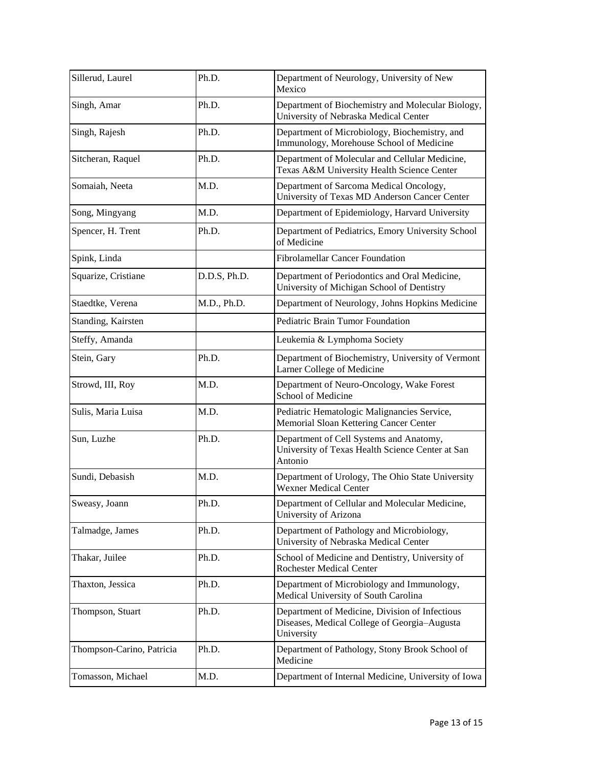| | | |
|---|---|---|
| Sillerud, Laurel | Ph.D. | Department of Neurology, University of New Mexico |
| Singh, Amar | Ph.D. | Department of Biochemistry and Molecular Biology, University of Nebraska Medical Center |
| Singh, Rajesh | Ph.D. | Department of Microbiology, Biochemistry, and Immunology, Morehouse School of Medicine |
| Sitcheran, Raquel | Ph.D. | Department of Molecular and Cellular Medicine, Texas A&M University Health Science Center |
| Somaiah, Neeta | M.D. | Department of Sarcoma Medical Oncology, University of Texas MD Anderson Cancer Center |
| Song, Mingyang | M.D. | Department of Epidemiology, Harvard University |
| Spencer, H. Trent | Ph.D. | Department of Pediatrics, Emory University School of Medicine |
| Spink, Linda | | Fibrolamellar Cancer Foundation |
| Squarize, Cristiane | D.D.S, Ph.D. | Department of Periodontics and Oral Medicine, University of Michigan School of Dentistry |
| Staedtke, Verena | M.D., Ph.D. | Department of Neurology, Johns Hopkins Medicine |
| Standing, Kairsten | | Pediatric Brain Tumor Foundation |
| Steffy, Amanda | | Leukemia & Lymphoma Society |
| Stein, Gary | Ph.D. | Department of Biochemistry, University of Vermont Larner College of Medicine |
| Strowd, III, Roy | M.D. | Department of Neuro-Oncology, Wake Forest School of Medicine |
| Sulis, Maria Luisa | M.D. | Pediatric Hematologic Malignancies Service, Memorial Sloan Kettering Cancer Center |
| Sun, Luzhe | Ph.D. | Department of Cell Systems and Anatomy, University of Texas Health Science Center at San Antonio |
| Sundi, Debasish | M.D. | Department of Urology, The Ohio State University Wexner Medical Center |
| Sweasy, Joann | Ph.D. | Department of Cellular and Molecular Medicine, University of Arizona |
| Talmadge, James | Ph.D. | Department of Pathology and Microbiology, University of Nebraska Medical Center |
| Thakar, Juilee | Ph.D. | School of Medicine and Dentistry, University of Rochester Medical Center |
| Thaxton, Jessica | Ph.D. | Department of Microbiology and Immunology, Medical University of South Carolina |
| Thompson, Stuart | Ph.D. | Department of Medicine, Division of Infectious Diseases, Medical College of Georgia–Augusta University |
| Thompson-Carino, Patricia | Ph.D. | Department of Pathology, Stony Brook School of Medicine |
| Tomasson, Michael | M.D. | Department of Internal Medicine, University of Iowa |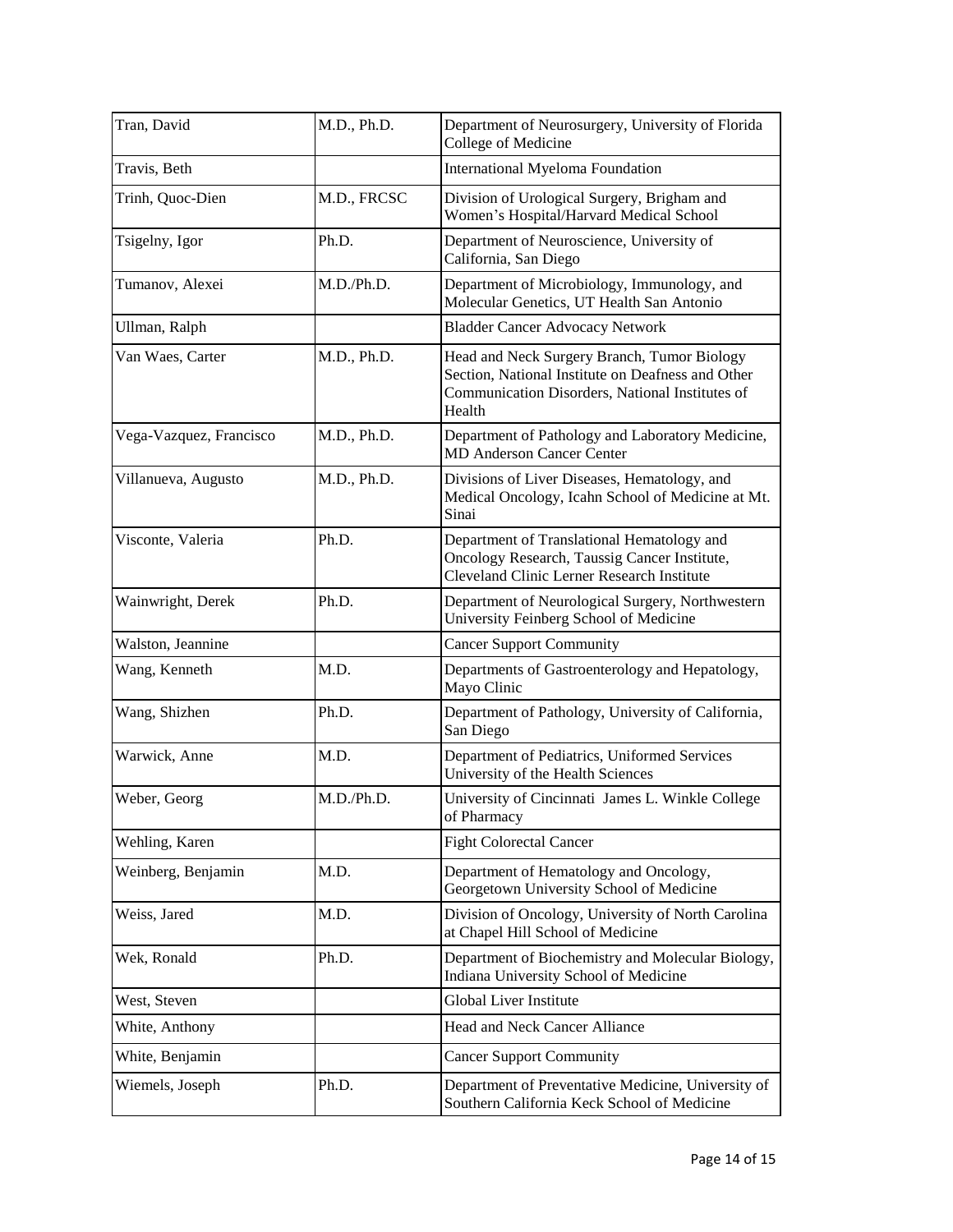| Tran, David | M.D., Ph.D. | Department of Neurosurgery, University of Florida College of Medicine |
|---|---|---|
| Travis, Beth | | International Myeloma Foundation |
| Trinh, Quoc-Dien | M.D., FRCSC | Division of Urological Surgery, Brigham and Women's Hospital/Harvard Medical School |
| Tsigelny, Igor | Ph.D. | Department of Neuroscience, University of California, San Diego |
| Tumanov, Alexei | M.D./Ph.D. | Department of Microbiology, Immunology, and Molecular Genetics, UT Health San Antonio |
| Ullman, Ralph | | Bladder Cancer Advocacy Network |
| Van Waes, Carter | M.D., Ph.D. | Head and Neck Surgery Branch, Tumor Biology Section, National Institute on Deafness and Other Communication Disorders, National Institutes of Health |
| Vega-Vazquez, Francisco | M.D., Ph.D. | Department of Pathology and Laboratory Medicine, MD Anderson Cancer Center |
| Villanueva, Augusto | M.D., Ph.D. | Divisions of Liver Diseases, Hematology, and Medical Oncology, Icahn School of Medicine at Mt. Sinai |
| Visconte, Valeria | Ph.D. | Department of Translational Hematology and Oncology Research, Taussig Cancer Institute, Cleveland Clinic Lerner Research Institute |
| Wainwright, Derek | Ph.D. | Department of Neurological Surgery, Northwestern University Feinberg School of Medicine |
| Walston, Jeannine | | Cancer Support Community |
| Wang, Kenneth | M.D. | Departments of Gastroenterology and Hepatology, Mayo Clinic |
| Wang, Shizhen | Ph.D. | Department of Pathology, University of California, San Diego |
| Warwick, Anne | M.D. | Department of Pediatrics, Uniformed Services University of the Health Sciences |
| Weber, Georg | M.D./Ph.D. | University of Cincinnati James L. Winkle College of Pharmacy |
| Wehling, Karen | | Fight Colorectal Cancer |
| Weinberg, Benjamin | M.D. | Department of Hematology and Oncology, Georgetown University School of Medicine |
| Weiss, Jared | M.D. | Division of Oncology, University of North Carolina at Chapel Hill School of Medicine |
| Wek, Ronald | Ph.D. | Department of Biochemistry and Molecular Biology, Indiana University School of Medicine |
| West, Steven | | Global Liver Institute |
| White, Anthony | | Head and Neck Cancer Alliance |
| White, Benjamin | | Cancer Support Community |
| Wiemels, Joseph | Ph.D. | Department of Preventative Medicine, University of Southern California Keck School of Medicine |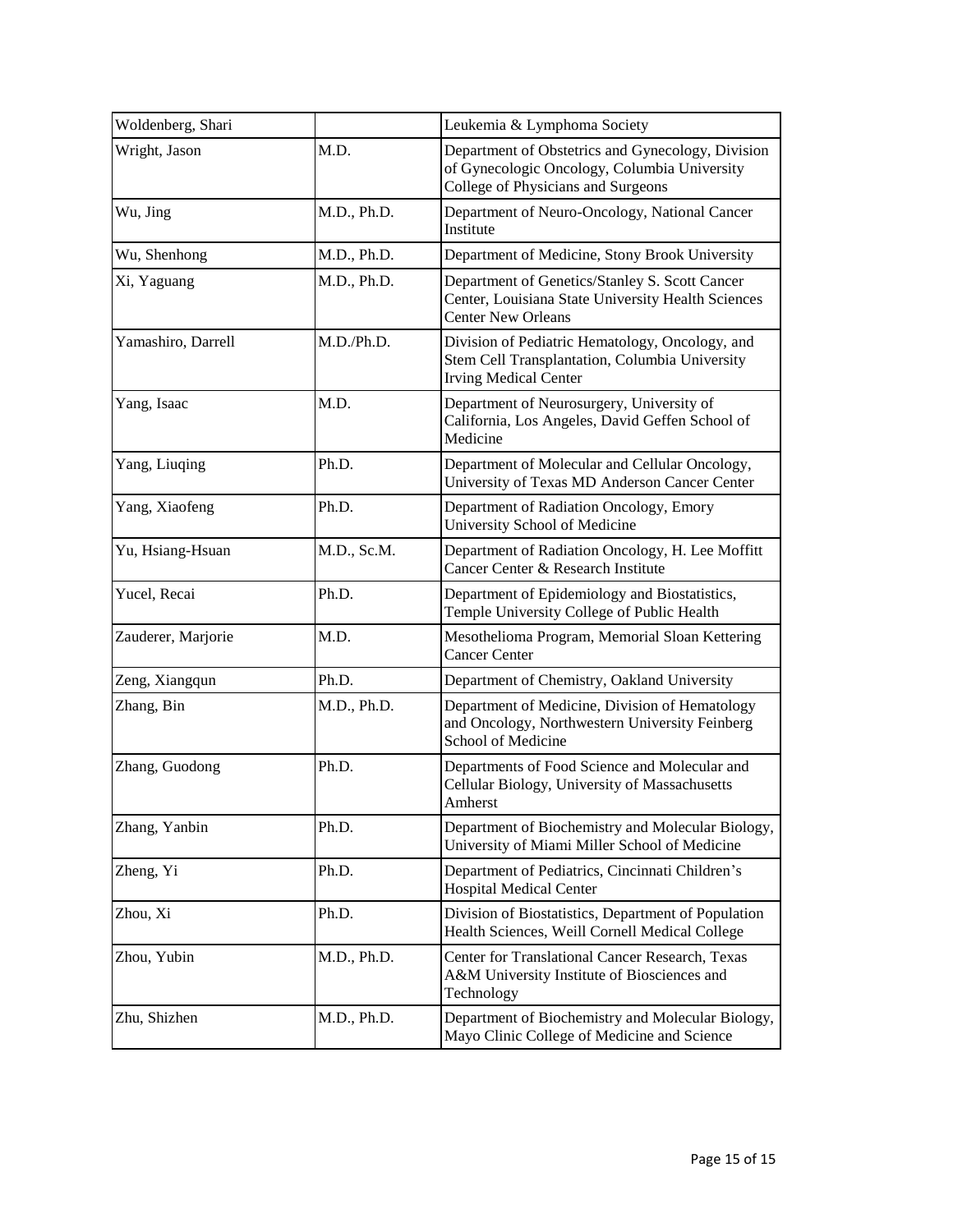| | | |
|---|---|---|
| Woldenberg, Shari | | Leukemia & Lymphoma Society |
| Wright, Jason | M.D. | Department of Obstetrics and Gynecology, Division of Gynecologic Oncology, Columbia University College of Physicians and Surgeons |
| Wu, Jing | M.D., Ph.D. | Department of Neuro-Oncology, National Cancer Institute |
| Wu, Shenhong | M.D., Ph.D. | Department of Medicine, Stony Brook University |
| Xi, Yaguang | M.D., Ph.D. | Department of Genetics/Stanley S. Scott Cancer Center, Louisiana State University Health Sciences Center New Orleans |
| Yamashiro, Darrell | M.D./Ph.D. | Division of Pediatric Hematology, Oncology, and Stem Cell Transplantation, Columbia University Irving Medical Center |
| Yang, Isaac | M.D. | Department of Neurosurgery, University of California, Los Angeles, David Geffen School of Medicine |
| Yang, Liuqing | Ph.D. | Department of Molecular and Cellular Oncology, University of Texas MD Anderson Cancer Center |
| Yang, Xiaofeng | Ph.D. | Department of Radiation Oncology, Emory University School of Medicine |
| Yu, Hsiang-Hsuan | M.D., Sc.M. | Department of Radiation Oncology, H. Lee Moffitt Cancer Center & Research Institute |
| Yucel, Recai | Ph.D. | Department of Epidemiology and Biostatistics, Temple University College of Public Health |
| Zauderer, Marjorie | M.D. | Mesothelioma Program, Memorial Sloan Kettering Cancer Center |
| Zeng, Xiangqun | Ph.D. | Department of Chemistry, Oakland University |
| Zhang, Bin | M.D., Ph.D. | Department of Medicine, Division of Hematology and Oncology, Northwestern University Feinberg School of Medicine |
| Zhang, Guodong | Ph.D. | Departments of Food Science and Molecular and Cellular Biology, University of Massachusetts Amherst |
| Zhang, Yanbin | Ph.D. | Department of Biochemistry and Molecular Biology, University of Miami Miller School of Medicine |
| Zheng, Yi | Ph.D. | Department of Pediatrics, Cincinnati Children's Hospital Medical Center |
| Zhou, Xi | Ph.D. | Division of Biostatistics, Department of Population Health Sciences, Weill Cornell Medical College |
| Zhou, Yubin | M.D., Ph.D. | Center for Translational Cancer Research, Texas A&M University Institute of Biosciences and Technology |
| Zhu, Shizhen | M.D., Ph.D. | Department of Biochemistry and Molecular Biology, Mayo Clinic College of Medicine and Science |